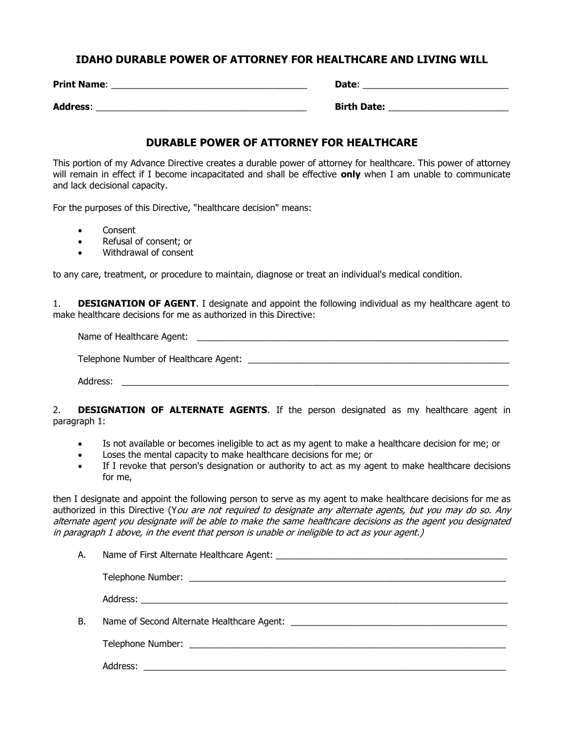# IDAHO DURABLE POWER OF ATTORNEY FOR HEALTHCARE AND LIVING WILL

**Print Name**: ______________________________________ **Date**: ____________________________

**Address**: _________________________________________ **Birth Date:** _______________________

## DURABLE POWER OF ATTORNEY FOR HEALTHCARE

This portion of my Advance Directive creates a durable power of attorney for healthcare. This power of attorney will remain in effect if I become incapacitated and shall be effective **only** when I am unable to communicate and lack decisional capacity.

For the purposes of this Directive, "healthcare decision" means:

- Consent
- Refusal of consent; or
- Withdrawal of consent

to any care, treatment, or procedure to maintain, diagnose or treat an individual's medical condition.

1. **DESIGNATION OF AGENT**. I designate and appoint the following individual as my healthcare agent to make healthcare decisions for me as authorized in this Directive:

Name of Healthcare Agent: _______________________________________________________________

Telephone Number of Healthcare Agent: ______________________________________________________

Address: _____________________________________________________________________________

2. **DESIGNATION OF ALTERNATE AGENTS**. If the person designated as my healthcare agent in paragraph 1:

- Is not available or becomes ineligible to act as my agent to make a healthcare decision for me; or
- Loses the mental capacity to make healthcare decisions for me; or
- If I revoke that person's designation or authority to act as my agent to make healthcare decisions for me,

then I designate and appoint the following person to serve as my agent to make healthcare decisions for me as authorized in this Directive (*You are not required to designate any alternate agents, but you may do so. Any alternate agent you designate will be able to make the same healthcare decisions as the agent you designated in paragraph 1 above, in the event that person is unable or ineligible to act as your agent.)*

A. Name of First Alternate Healthcare Agent: ______________________________________________

Telephone Number: ________________________________________________________________

Address: _______________________________________________________________________

B. Name of Second Alternate Healthcare Agent: ____________________________________________

Telephone Number: ________________________________________________________________

Address: _______________________________________________________________________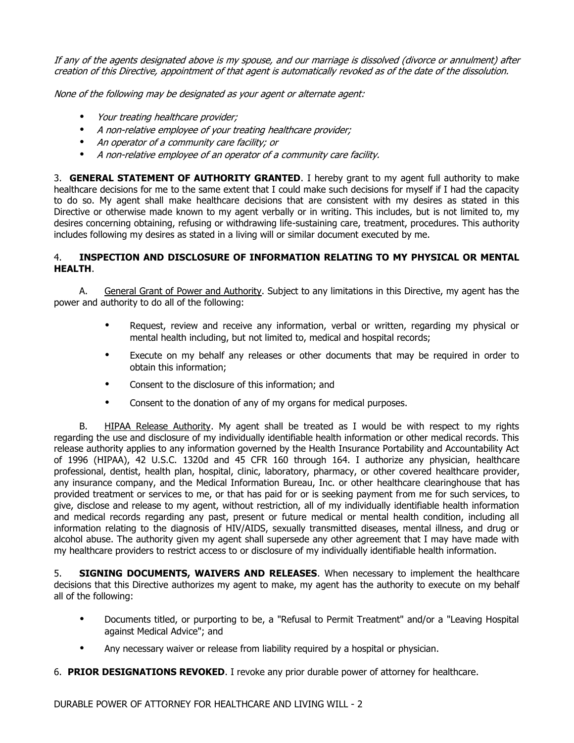*If any of the agents designated above is my spouse, and our marriage is dissolved (divorce or annulment) after creation of this Directive, appointment of that agent is automatically revoked as of the date of the dissolution.*

*None of the following may be designated as your agent or alternate agent:*

- *Your treating healthcare provider;*
- *A non-relative employee of your treating healthcare provider;*
- *An operator of a community care facility; or*
- *A non-relative employee of an operator of a community care facility.*

3. **GENERAL STATEMENT OF AUTHORITY GRANTED**. I hereby grant to my agent full authority to make healthcare decisions for me to the same extent that I could make such decisions for myself if I had the capacity to do so. My agent shall make healthcare decisions that are consistent with my desires as stated in this Directive or otherwise made known to my agent verbally or in writing. This includes, but is not limited to, my desires concerning obtaining, refusing or withdrawing life-sustaining care, treatment, procedures. This authority includes following my desires as stated in a living will or similar document executed by me.

4. **INSPECTION AND DISCLOSURE OF INFORMATION RELATING TO MY PHYSICAL OR MENTAL HEALTH**.

A. General Grant of Power and Authority. Subject to any limitations in this Directive, my agent has the power and authority to do all of the following:

- Request, review and receive any information, verbal or written, regarding my physical or mental health including, but not limited to, medical and hospital records;
- Execute on my behalf any releases or other documents that may be required in order to obtain this information;
- Consent to the disclosure of this information; and
- Consent to the donation of any of my organs for medical purposes.

B. HIPAA Release Authority. My agent shall be treated as I would be with respect to my rights regarding the use and disclosure of my individually identifiable health information or other medical records. This release authority applies to any information governed by the Health Insurance Portability and Accountability Act of 1996 (HIPAA), 42 U.S.C. 1320d and 45 CFR 160 through 164. I authorize any physician, healthcare professional, dentist, health plan, hospital, clinic, laboratory, pharmacy, or other covered healthcare provider, any insurance company, and the Medical Information Bureau, Inc. or other healthcare clearinghouse that has provided treatment or services to me, or that has paid for or is seeking payment from me for such services, to give, disclose and release to my agent, without restriction, all of my individually identifiable health information and medical records regarding any past, present or future medical or mental health condition, including all information relating to the diagnosis of HIV/AIDS, sexually transmitted diseases, mental illness, and drug or alcohol abuse. The authority given my agent shall supersede any other agreement that I may have made with my healthcare providers to restrict access to or disclosure of my individually identifiable health information.

5. **SIGNING DOCUMENTS, WAIVERS AND RELEASES**. When necessary to implement the healthcare decisions that this Directive authorizes my agent to make, my agent has the authority to execute on my behalf all of the following:

- Documents titled, or purporting to be, a "Refusal to Permit Treatment" and/or a "Leaving Hospital against Medical Advice"; and
- Any necessary waiver or release from liability required by a hospital or physician.

6. **PRIOR DESIGNATIONS REVOKED**. I revoke any prior durable power of attorney for healthcare.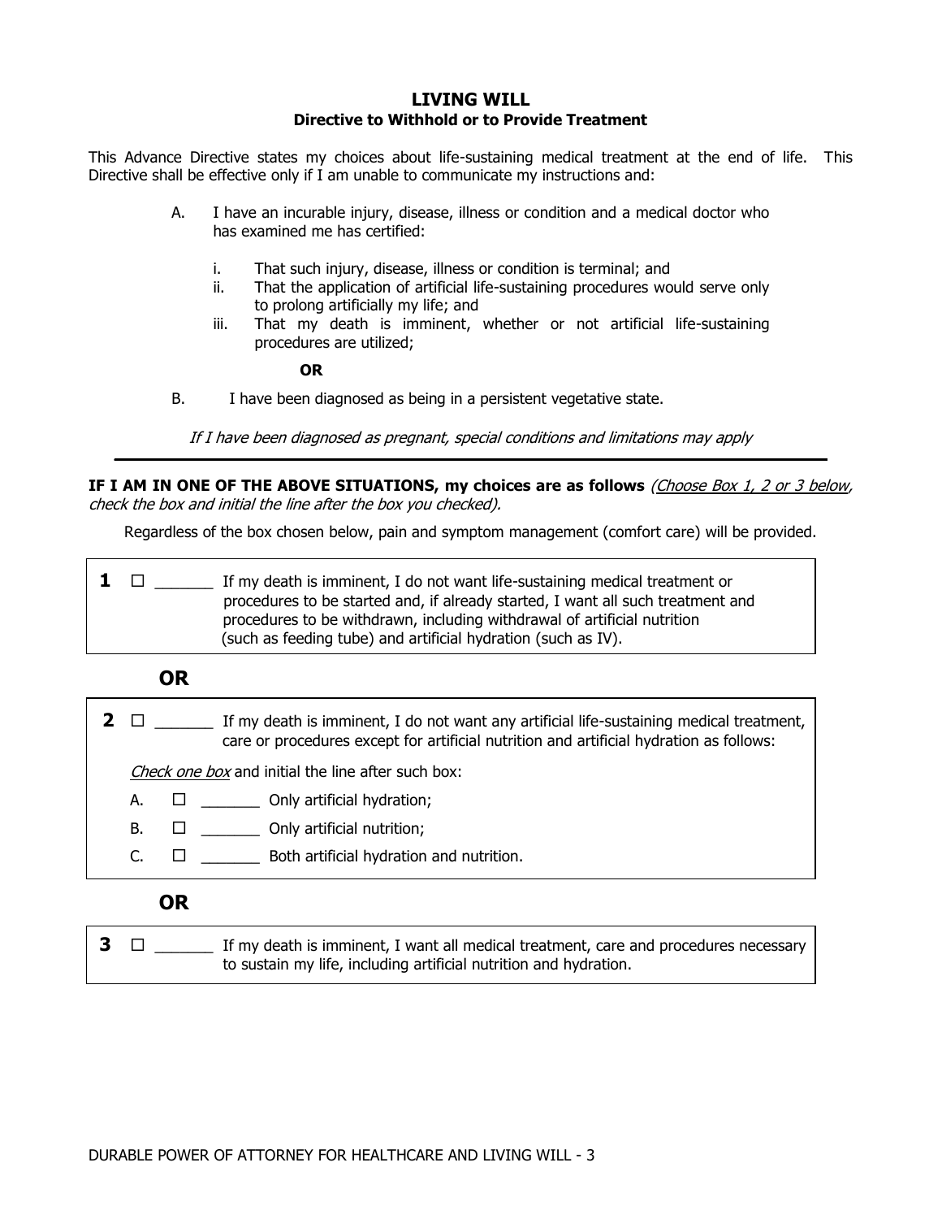## LIVING WILL

### Directive to Withhold or to Provide Treatment

This Advance Directive states my choices about life-sustaining medical treatment at the end of life. This Directive shall be effective only if I am unable to communicate my instructions and:

A. I have an incurable injury, disease, illness or condition and a medical doctor who has examined me has certified:

   i. That such injury, disease, illness or condition is terminal; and
   ii. That the application of artificial life-sustaining procedures would serve only to prolong artificially my life; and
   iii. That my death is imminent, whether or not artificial life-sustaining procedures are utilized;

**OR**

B. I have been diagnosed as being in a persistent vegetative state.

*If I have been diagnosed as pregnant, special conditions and limitations may apply*

---

**IF I AM IN ONE OF THE ABOVE SITUATIONS, my choices are as follows** *(Choose Box 1, 2 or 3 below, check the box and initial the line after the box you checked).*

Regardless of the box chosen below, pain and symptom management (comfort care) will be provided.

**1** ☐ _______ If my death is imminent, I do not want life-sustaining medical treatment or procedures to be started and, if already started, I want all such treatment and procedures to be withdrawn, including withdrawal of artificial nutrition (such as feeding tube) and artificial hydration (such as IV).

**OR**

**2** ☐ _______ If my death is imminent, I do not want any artificial life-sustaining medical treatment, care or procedures except for artificial nutrition and artificial hydration as follows:

*Check one box* and initial the line after such box:

A. ☐ _______ Only artificial hydration;

B. ☐ _______ Only artificial nutrition;

C. ☐ _______ Both artificial hydration and nutrition.

**OR**

**3** ☐ _______ If my death is imminent, I want all medical treatment, care and procedures necessary to sustain my life, including artificial nutrition and hydration.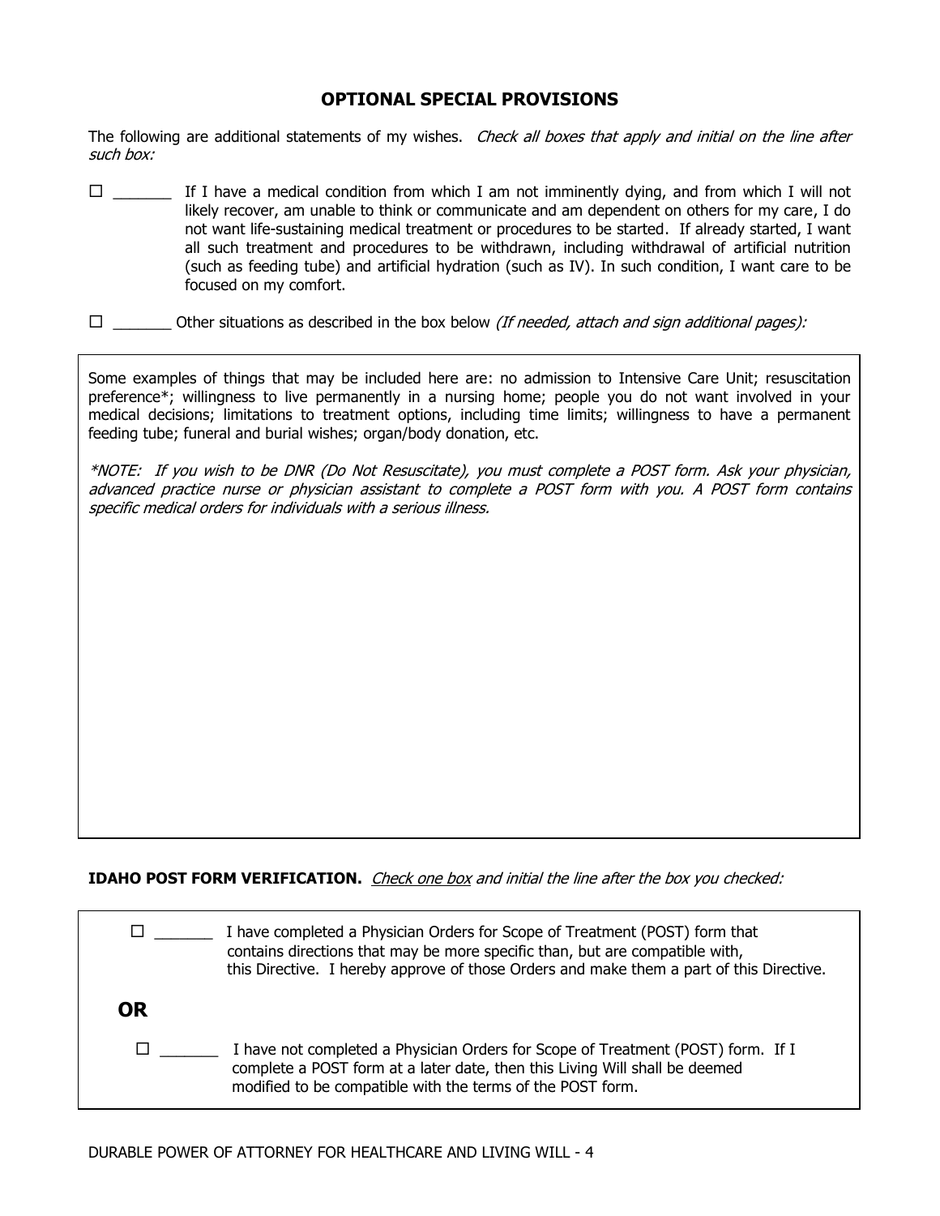## OPTIONAL SPECIAL PROVISIONS

The following are additional statements of my wishes. *Check all boxes that apply and initial on the line after such box:*

☐ _______ If I have a medical condition from which I am not imminently dying, and from which I will not likely recover, am unable to think or communicate and am dependent on others for my care, I do not want life-sustaining medical treatment or procedures to be started. If already started, I want all such treatment and procedures to be withdrawn, including withdrawal of artificial nutrition (such as feeding tube) and artificial hydration (such as IV). In such condition, I want care to be focused on my comfort.

☐ _______ Other situations as described in the box below *(If needed, attach and sign additional pages):*

Some examples of things that may be included here are: no admission to Intensive Care Unit; resuscitation preference*; willingness to live permanently in a nursing home; people you do not want involved in your medical decisions; limitations to treatment options, including time limits; willingness to have a permanent feeding tube; funeral and burial wishes; organ/body donation, etc.

**NOTE: If you wish to be DNR (Do Not Resuscitate), you must complete a POST form. Ask your physician, advanced practice nurse or physician assistant to complete a POST form with you. A POST form contains specific medical orders for individuals with a serious illness.*

**IDAHO POST FORM VERIFICATION.** *Check one box and initial the line after the box you checked:*

☐ _______ I have completed a Physician Orders for Scope of Treatment (POST) form that contains directions that may be more specific than, but are compatible with, this Directive. I hereby approve of those Orders and make them a part of this Directive.

**OR**

☐ _______ I have not completed a Physician Orders for Scope of Treatment (POST) form. If I complete a POST form at a later date, then this Living Will shall be deemed modified to be compatible with the terms of the POST form.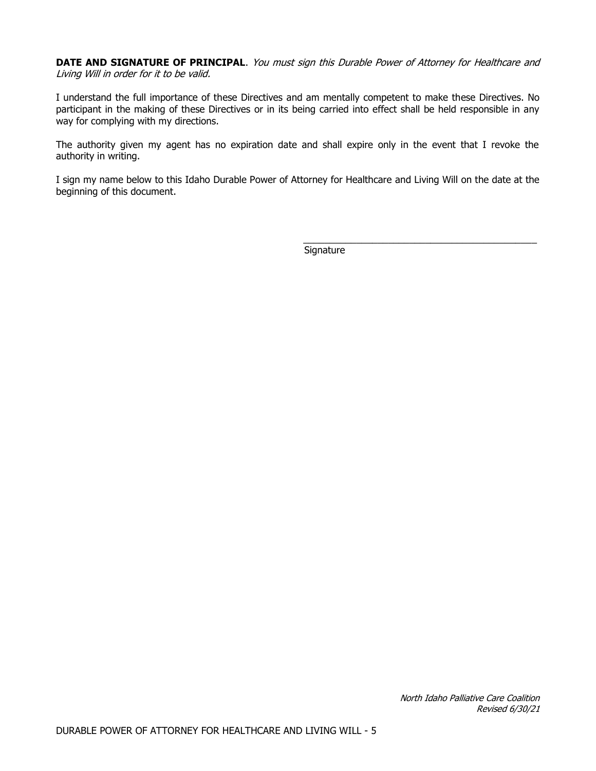**DATE AND SIGNATURE OF PRINCIPAL**. *You must sign this Durable Power of Attorney for Healthcare and Living Will in order for it to be valid.*

I understand the full importance of these Directives and am mentally competent to make these Directives. No participant in the making of these Directives or in its being carried into effect shall be held responsible in any way for complying with my directions.

The authority given my agent has no expiration date and shall expire only in the event that I revoke the authority in writing.

I sign my name below to this Idaho Durable Power of Attorney for Healthcare and Living Will on the date at the beginning of this document.

\_\_\_\_\_\_\_\_\_\_\_\_\_\_\_\_\_\_\_\_\_\_\_\_\_\_\_\_\_\_\_\_\_\_\_\_\_\_\_\_\_\_\_\_
Signature

*North Idaho Palliative Care Coalition*
*Revised 6/30/21*